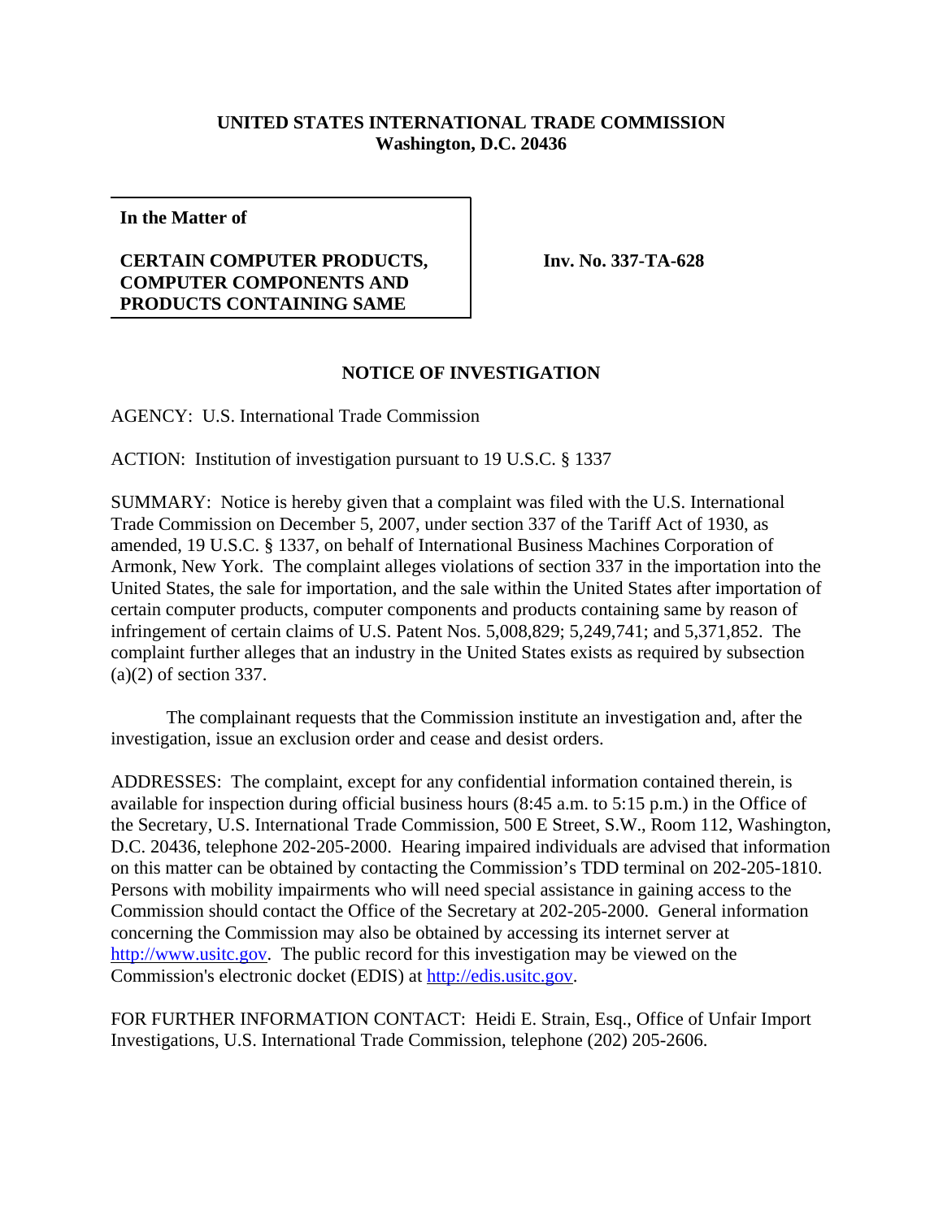**UNITED STATES INTERNATIONAL TRADE COMMISSION**
**Washington, D.C. 20436**

**In the Matter of**

**CERTAIN COMPUTER PRODUCTS, COMPUTER COMPONENTS AND PRODUCTS CONTAINING SAME**

**Inv. No. 337-TA-628**

**NOTICE OF INVESTIGATION**

AGENCY: U.S. International Trade Commission

ACTION: Institution of investigation pursuant to 19 U.S.C. § 1337

SUMMARY: Notice is hereby given that a complaint was filed with the U.S. International Trade Commission on December 5, 2007, under section 337 of the Tariff Act of 1930, as amended, 19 U.S.C. § 1337, on behalf of International Business Machines Corporation of Armonk, New York. The complaint alleges violations of section 337 in the importation into the United States, the sale for importation, and the sale within the United States after importation of certain computer products, computer components and products containing same by reason of infringement of certain claims of U.S. Patent Nos. 5,008,829; 5,249,741; and 5,371,852. The complaint further alleges that an industry in the United States exists as required by subsection (a)(2) of section 337.

The complainant requests that the Commission institute an investigation and, after the investigation, issue an exclusion order and cease and desist orders.

ADDRESSES: The complaint, except for any confidential information contained therein, is available for inspection during official business hours (8:45 a.m. to 5:15 p.m.) in the Office of the Secretary, U.S. International Trade Commission, 500 E Street, S.W., Room 112, Washington, D.C. 20436, telephone 202-205-2000. Hearing impaired individuals are advised that information on this matter can be obtained by contacting the Commission's TDD terminal on 202-205-1810. Persons with mobility impairments who will need special assistance in gaining access to the Commission should contact the Office of the Secretary at 202-205-2000. General information concerning the Commission may also be obtained by accessing its internet server at http://www.usitc.gov. The public record for this investigation may be viewed on the Commission's electronic docket (EDIS) at http://edis.usitc.gov.

FOR FURTHER INFORMATION CONTACT: Heidi E. Strain, Esq., Office of Unfair Import Investigations, U.S. International Trade Commission, telephone (202) 205-2606.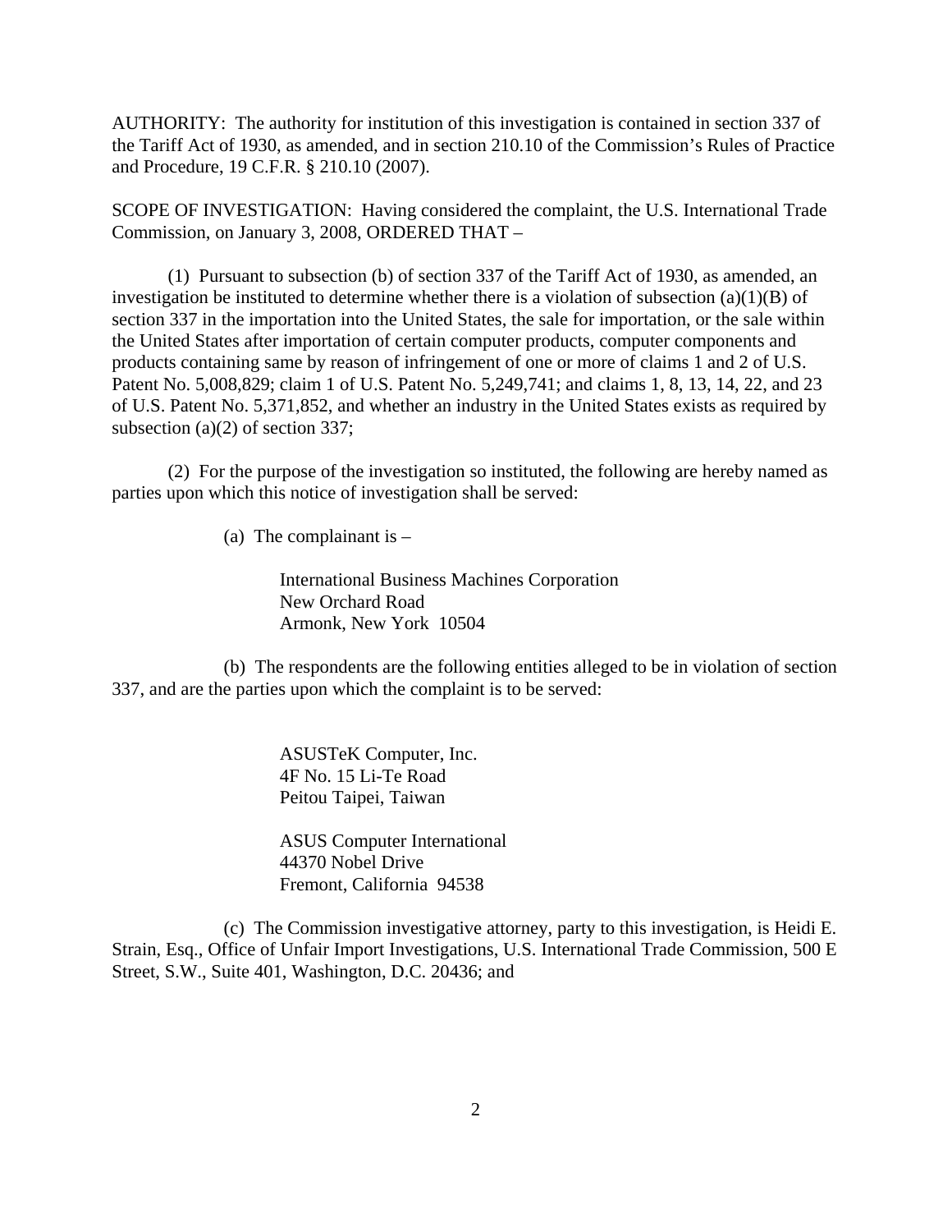AUTHORITY: The authority for institution of this investigation is contained in section 337 of the Tariff Act of 1930, as amended, and in section 210.10 of the Commission's Rules of Practice and Procedure, 19 C.F.R. § 210.10 (2007).

SCOPE OF INVESTIGATION: Having considered the complaint, the U.S. International Trade Commission, on January 3, 2008, ORDERED THAT –

(1) Pursuant to subsection (b) of section 337 of the Tariff Act of 1930, as amended, an investigation be instituted to determine whether there is a violation of subsection (a)(1)(B) of section 337 in the importation into the United States, the sale for importation, or the sale within the United States after importation of certain computer products, computer components and products containing same by reason of infringement of one or more of claims 1 and 2 of U.S. Patent No. 5,008,829; claim 1 of U.S. Patent No. 5,249,741; and claims 1, 8, 13, 14, 22, and 23 of U.S. Patent No. 5,371,852, and whether an industry in the United States exists as required by subsection (a)(2) of section 337;

(2) For the purpose of the investigation so instituted, the following are hereby named as parties upon which this notice of investigation shall be served:

(a) The complainant is –

International Business Machines Corporation
New Orchard Road
Armonk, New York 10504

(b) The respondents are the following entities alleged to be in violation of section 337, and are the parties upon which the complaint is to be served:

ASUSTeK Computer, Inc.
4F No. 15 Li-Te Road
Peitou Taipei, Taiwan

ASUS Computer International
44370 Nobel Drive
Fremont, California 94538

(c) The Commission investigative attorney, party to this investigation, is Heidi E. Strain, Esq., Office of Unfair Import Investigations, U.S. International Trade Commission, 500 E Street, S.W., Suite 401, Washington, D.C. 20436; and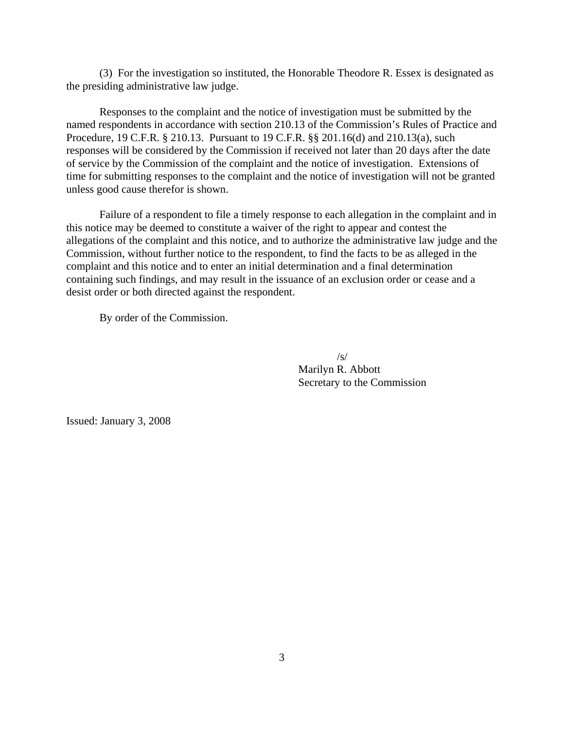(3) For the investigation so instituted, the Honorable Theodore R. Essex is designated as the presiding administrative law judge.

Responses to the complaint and the notice of investigation must be submitted by the named respondents in accordance with section 210.13 of the Commission's Rules of Practice and Procedure, 19 C.F.R. § 210.13. Pursuant to 19 C.F.R. §§ 201.16(d) and 210.13(a), such responses will be considered by the Commission if received not later than 20 days after the date of service by the Commission of the complaint and the notice of investigation. Extensions of time for submitting responses to the complaint and the notice of investigation will not be granted unless good cause therefor is shown.

Failure of a respondent to file a timely response to each allegation in the complaint and in this notice may be deemed to constitute a waiver of the right to appear and contest the allegations of the complaint and this notice, and to authorize the administrative law judge and the Commission, without further notice to the respondent, to find the facts to be as alleged in the complaint and this notice and to enter an initial determination and a final determination containing such findings, and may result in the issuance of an exclusion order or cease and a desist order or both directed against the respondent.

By order of the Commission.

/s/
Marilyn R. Abbott
Secretary to the Commission

Issued: January 3, 2008